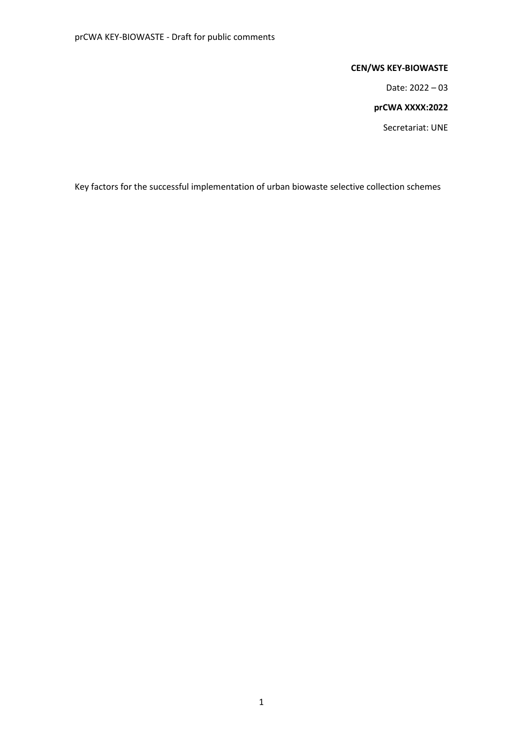**CEN/WS KEY-BIOWASTE**

Date: 2022 – 03

**prCWA XXXX:2022**

Secretariat: UNE

Key factors for the successful implementation of urban biowaste selective collection schemes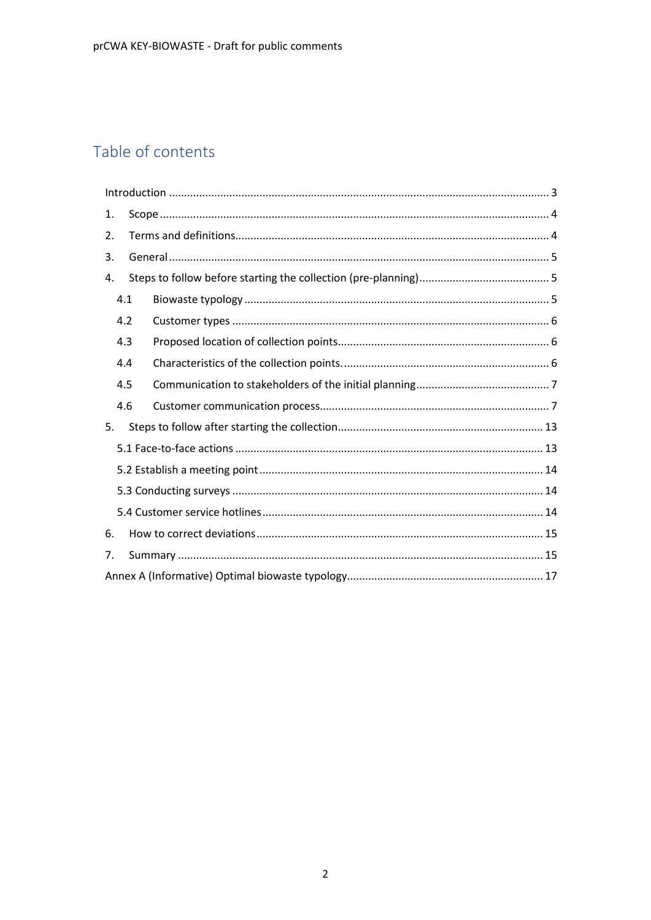## Table of contents

- Introduction ... 3
- 1. Scope ... 4
- 2. Terms and definitions ... 4
- 3. General ... 5
- 4. Steps to follow before starting the collection (pre-planning) ... 5
  - 4.1 Biowaste typology ... 5
  - 4.2 Customer types ... 6
  - 4.3 Proposed location of collection points ... 6
  - 4.4 Characteristics of the collection points. ... 6
  - 4.5 Communication to stakeholders of the initial planning ... 7
  - 4.6 Customer communication process ... 7
- 5. Steps to follow after starting the collection ... 13
  - 5.1 Face-to-face actions ... 13
  - 5.2 Establish a meeting point ... 14
  - 5.3 Conducting surveys ... 14
  - 5.4 Customer service hotlines ... 14
- 6. How to correct deviations ... 15
- 7. Summary ... 15
- Annex A (Informative) Optimal biowaste typology ... 17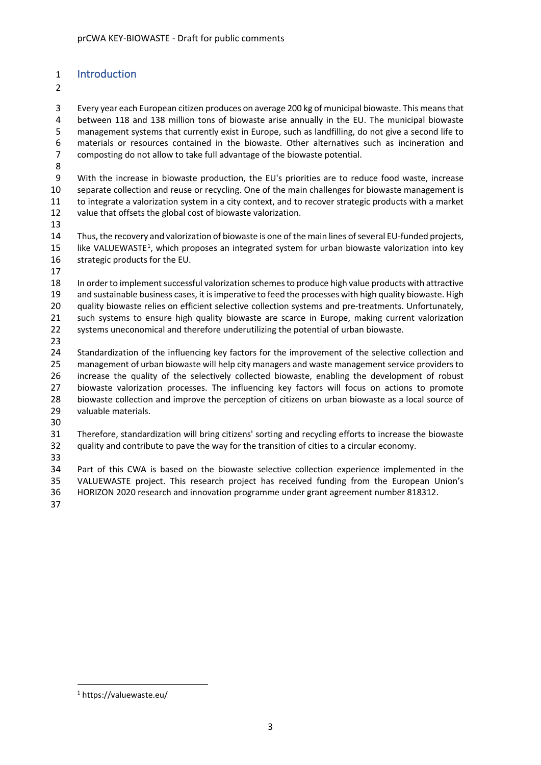# Introduction

Every year each European citizen produces on average 200 kg of municipal biowaste. This means that between 118 and 138 million tons of biowaste arise annually in the EU. The municipal biowaste management systems that currently exist in Europe, such as landfilling, do not give a second life to materials or resources contained in the biowaste. Other alternatives such as incineration and composting do not allow to take full advantage of the biowaste potential.

With the increase in biowaste production, the EU's priorities are to reduce food waste, increase separate collection and reuse or recycling. One of the main challenges for biowaste management is to integrate a valorization system in a city context, and to recover strategic products with a market value that offsets the global cost of biowaste valorization.

Thus, the recovery and valorization of biowaste is one of the main lines of several EU-funded projects, like VALUEWASTE[1], which proposes an integrated system for urban biowaste valorization into key strategic products for the EU.

In order to implement successful valorization schemes to produce high value products with attractive and sustainable business cases, it is imperative to feed the processes with high quality biowaste. High quality biowaste relies on efficient selective collection systems and pre-treatments. Unfortunately, such systems to ensure high quality biowaste are scarce in Europe, making current valorization systems uneconomical and therefore underutilizing the potential of urban biowaste.

Standardization of the influencing key factors for the improvement of the selective collection and management of urban biowaste will help city managers and waste management service providers to increase the quality of the selectively collected biowaste, enabling the development of robust biowaste valorization processes. The influencing key factors will focus on actions to promote biowaste collection and improve the perception of citizens on urban biowaste as a local source of valuable materials.

Therefore, standardization will bring citizens' sorting and recycling efforts to increase the biowaste quality and contribute to pave the way for the transition of cities to a circular economy.

Part of this CWA is based on the biowaste selective collection experience implemented in the VALUEWASTE project. This research project has received funding from the European Union's HORIZON 2020 research and innovation programme under grant agreement number 818312.

[1] https://valuewaste.eu/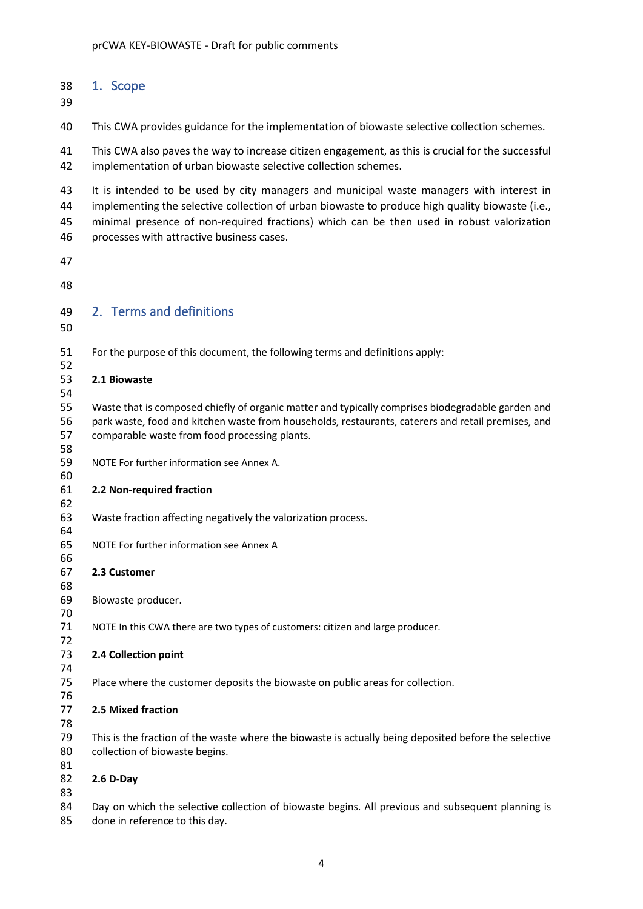# 1. Scope

This CWA provides guidance for the implementation of biowaste selective collection schemes.

This CWA also paves the way to increase citizen engagement, as this is crucial for the successful implementation of urban biowaste selective collection schemes.

It is intended to be used by city managers and municipal waste managers with interest in implementing the selective collection of urban biowaste to produce high quality biowaste (i.e., minimal presence of non-required fractions) which can be then used in robust valorization processes with attractive business cases.

# 2. Terms and definitions

For the purpose of this document, the following terms and definitions apply:

**2.1 Biowaste**

Waste that is composed chiefly of organic matter and typically comprises biodegradable garden and park waste, food and kitchen waste from households, restaurants, caterers and retail premises, and comparable waste from food processing plants.

NOTE For further information see Annex A.

**2.2 Non-required fraction**

Waste fraction affecting negatively the valorization process.

NOTE For further information see Annex A

**2.3 Customer**

Biowaste producer.

NOTE In this CWA there are two types of customers: citizen and large producer.

**2.4 Collection point**

Place where the customer deposits the biowaste on public areas for collection.

**2.5 Mixed fraction**

This is the fraction of the waste where the biowaste is actually being deposited before the selective collection of biowaste begins.

**2.6 D-Day**

Day on which the selective collection of biowaste begins. All previous and subsequent planning is done in reference to this day.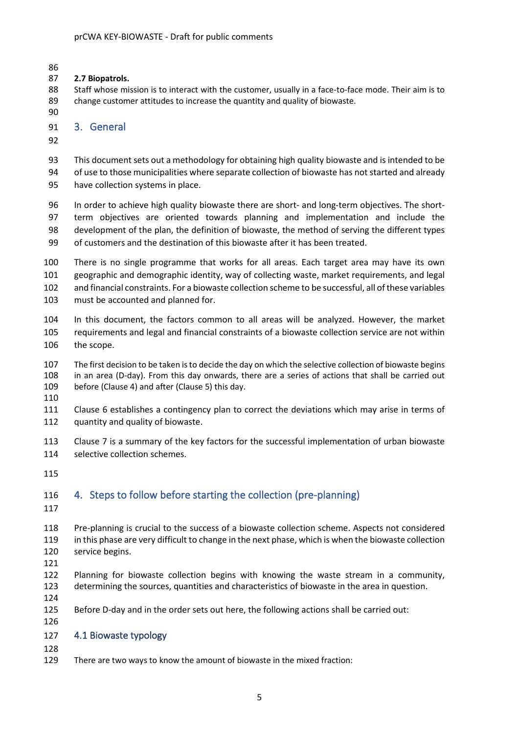**2.7 Biopatrols.**

Staff whose mission is to interact with the customer, usually in a face-to-face mode. Their aim is to change customer attitudes to increase the quantity and quality of biowaste.

## 3. General

This document sets out a methodology for obtaining high quality biowaste and is intended to be of use to those municipalities where separate collection of biowaste has not started and already have collection systems in place.

In order to achieve high quality biowaste there are short- and long-term objectives. The short-term objectives are oriented towards planning and implementation and include the development of the plan, the definition of biowaste, the method of serving the different types of customers and the destination of this biowaste after it has been treated.

There is no single programme that works for all areas. Each target area may have its own geographic and demographic identity, way of collecting waste, market requirements, and legal and financial constraints. For a biowaste collection scheme to be successful, all of these variables must be accounted and planned for.

In this document, the factors common to all areas will be analyzed. However, the market requirements and legal and financial constraints of a biowaste collection service are not within the scope.

The first decision to be taken is to decide the day on which the selective collection of biowaste begins in an area (D-day). From this day onwards, there are a series of actions that shall be carried out before (Clause 4) and after (Clause 5) this day.

Clause 6 establishes a contingency plan to correct the deviations which may arise in terms of quantity and quality of biowaste.

Clause 7 is a summary of the key factors for the successful implementation of urban biowaste selective collection schemes.

## 4. Steps to follow before starting the collection (pre-planning)

Pre-planning is crucial to the success of a biowaste collection scheme. Aspects not considered in this phase are very difficult to change in the next phase, which is when the biowaste collection service begins.

Planning for biowaste collection begins with knowing the waste stream in a community, determining the sources, quantities and characteristics of biowaste in the area in question.

Before D-day and in the order sets out here, the following actions shall be carried out:

### 4.1 Biowaste typology

There are two ways to know the amount of biowaste in the mixed fraction: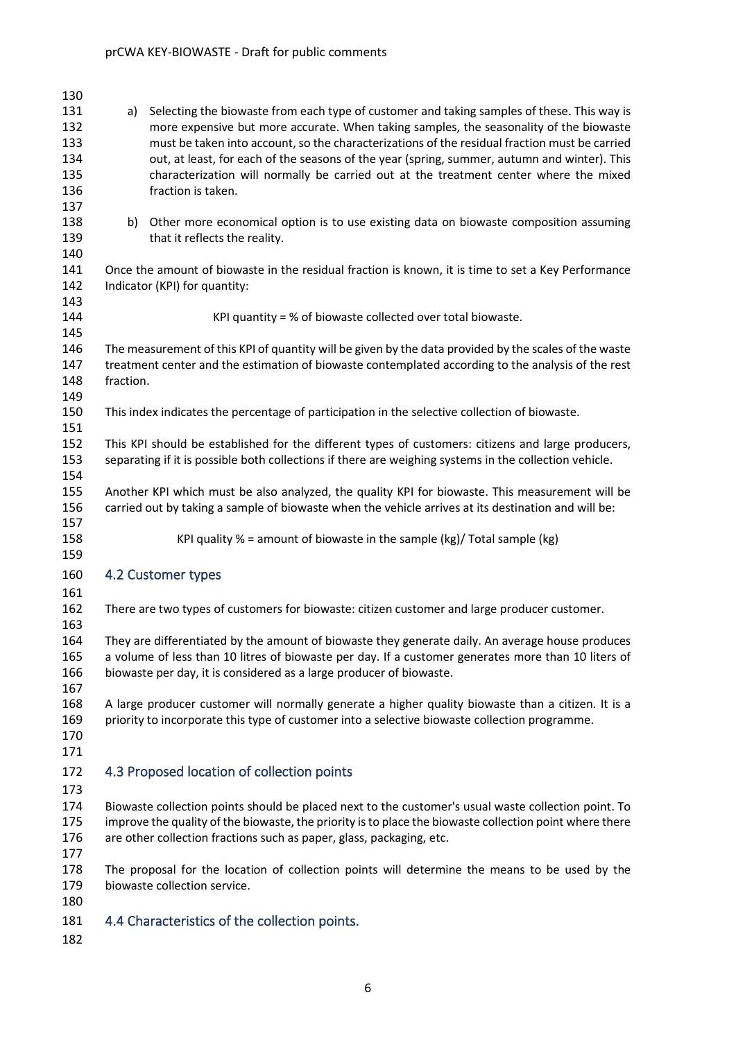a) Selecting the biowaste from each type of customer and taking samples of these. This way is more expensive but more accurate. When taking samples, the seasonality of the biowaste must be taken into account, so the characterizations of the residual fraction must be carried out, at least, for each of the seasons of the year (spring, summer, autumn and winter). This characterization will normally be carried out at the treatment center where the mixed fraction is taken.

b) Other more economical option is to use existing data on biowaste composition assuming that it reflects the reality.

Once the amount of biowaste in the residual fraction is known, it is time to set a Key Performance Indicator (KPI) for quantity:

KPI quantity = % of biowaste collected over total biowaste.

The measurement of this KPI of quantity will be given by the data provided by the scales of the waste treatment center and the estimation of biowaste contemplated according to the analysis of the rest fraction.

This index indicates the percentage of participation in the selective collection of biowaste.

This KPI should be established for the different types of customers: citizens and large producers, separating if it is possible both collections if there are weighing systems in the collection vehicle.

Another KPI which must be also analyzed, the quality KPI for biowaste. This measurement will be carried out by taking a sample of biowaste when the vehicle arrives at its destination and will be:

KPI quality % = amount of biowaste in the sample (kg)/ Total sample (kg)

## 4.2 Customer types

There are two types of customers for biowaste: citizen customer and large producer customer.

They are differentiated by the amount of biowaste they generate daily. An average house produces a volume of less than 10 litres of biowaste per day. If a customer generates more than 10 liters of biowaste per day, it is considered as a large producer of biowaste.

A large producer customer will normally generate a higher quality biowaste than a citizen. It is a priority to incorporate this type of customer into a selective biowaste collection programme.

## 4.3 Proposed location of collection points

Biowaste collection points should be placed next to the customer's usual waste collection point. To improve the quality of the biowaste, the priority is to place the biowaste collection point where there are other collection fractions such as paper, glass, packaging, etc.

The proposal for the location of collection points will determine the means to be used by the biowaste collection service.

## 4.4 Characteristics of the collection points.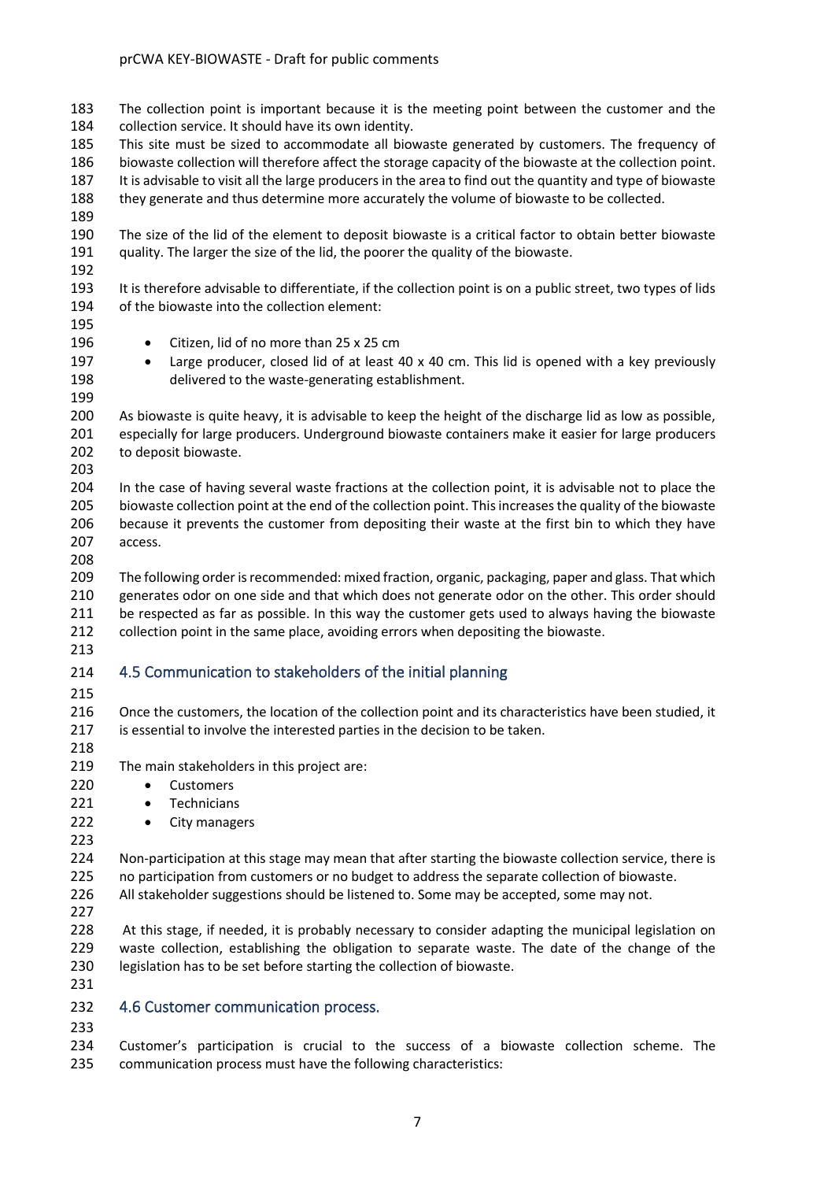The collection point is important because it is the meeting point between the customer and the collection service. It should have its own identity.
This site must be sized to accommodate all biowaste generated by customers. The frequency of biowaste collection will therefore affect the storage capacity of the biowaste at the collection point. It is advisable to visit all the large producers in the area to find out the quantity and type of biowaste they generate and thus determine more accurately the volume of biowaste to be collected.

The size of the lid of the element to deposit biowaste is a critical factor to obtain better biowaste quality. The larger the size of the lid, the poorer the quality of the biowaste.

It is therefore advisable to differentiate, if the collection point is on a public street, two types of lids of the biowaste into the collection element:

- Citizen, lid of no more than 25 x 25 cm
- Large producer, closed lid of at least 40 x 40 cm. This lid is opened with a key previously delivered to the waste-generating establishment.

As biowaste is quite heavy, it is advisable to keep the height of the discharge lid as low as possible, especially for large producers. Underground biowaste containers make it easier for large producers to deposit biowaste.

In the case of having several waste fractions at the collection point, it is advisable not to place the biowaste collection point at the end of the collection point. This increases the quality of the biowaste because it prevents the customer from depositing their waste at the first bin to which they have access.

The following order is recommended: mixed fraction, organic, packaging, paper and glass. That which generates odor on one side and that which does not generate odor on the other. This order should be respected as far as possible. In this way the customer gets used to always having the biowaste collection point in the same place, avoiding errors when depositing the biowaste.

## 4.5 Communication to stakeholders of the initial planning

Once the customers, the location of the collection point and its characteristics have been studied, it is essential to involve the interested parties in the decision to be taken.

The main stakeholders in this project are:

- Customers
- Technicians
- City managers

Non-participation at this stage may mean that after starting the biowaste collection service, there is no participation from customers or no budget to address the separate collection of biowaste.
All stakeholder suggestions should be listened to. Some may be accepted, some may not.

At this stage, if needed, it is probably necessary to consider adapting the municipal legislation on waste collection, establishing the obligation to separate waste. The date of the change of the legislation has to be set before starting the collection of biowaste.

## 4.6 Customer communication process.

Customer's participation is crucial to the success of a biowaste collection scheme. The communication process must have the following characteristics: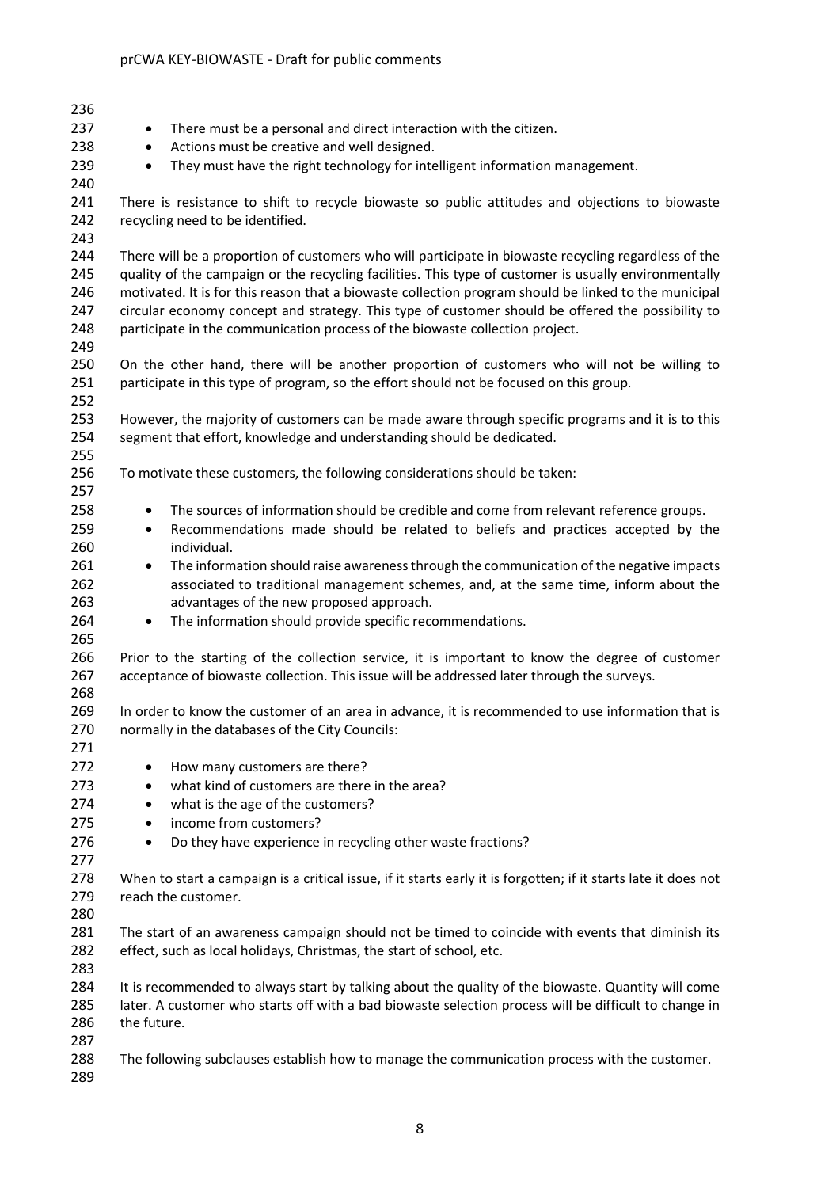- There must be a personal and direct interaction with the citizen.
- Actions must be creative and well designed.
- They must have the right technology for intelligent information management.

There is resistance to shift to recycle biowaste so public attitudes and objections to biowaste recycling need to be identified.

There will be a proportion of customers who will participate in biowaste recycling regardless of the quality of the campaign or the recycling facilities. This type of customer is usually environmentally motivated. It is for this reason that a biowaste collection program should be linked to the municipal circular economy concept and strategy. This type of customer should be offered the possibility to participate in the communication process of the biowaste collection project.

On the other hand, there will be another proportion of customers who will not be willing to participate in this type of program, so the effort should not be focused on this group.

However, the majority of customers can be made aware through specific programs and it is to this segment that effort, knowledge and understanding should be dedicated.

To motivate these customers, the following considerations should be taken:

- The sources of information should be credible and come from relevant reference groups.
- Recommendations made should be related to beliefs and practices accepted by the individual.
- The information should raise awareness through the communication of the negative impacts associated to traditional management schemes, and, at the same time, inform about the advantages of the new proposed approach.
- The information should provide specific recommendations.

Prior to the starting of the collection service, it is important to know the degree of customer acceptance of biowaste collection. This issue will be addressed later through the surveys.

In order to know the customer of an area in advance, it is recommended to use information that is normally in the databases of the City Councils:

- How many customers are there?
- what kind of customers are there in the area?
- what is the age of the customers?
- income from customers?
- Do they have experience in recycling other waste fractions?

When to start a campaign is a critical issue, if it starts early it is forgotten; if it starts late it does not reach the customer.

The start of an awareness campaign should not be timed to coincide with events that diminish its effect, such as local holidays, Christmas, the start of school, etc.

It is recommended to always start by talking about the quality of the biowaste. Quantity will come later. A customer who starts off with a bad biowaste selection process will be difficult to change in the future.

The following subclauses establish how to manage the communication process with the customer.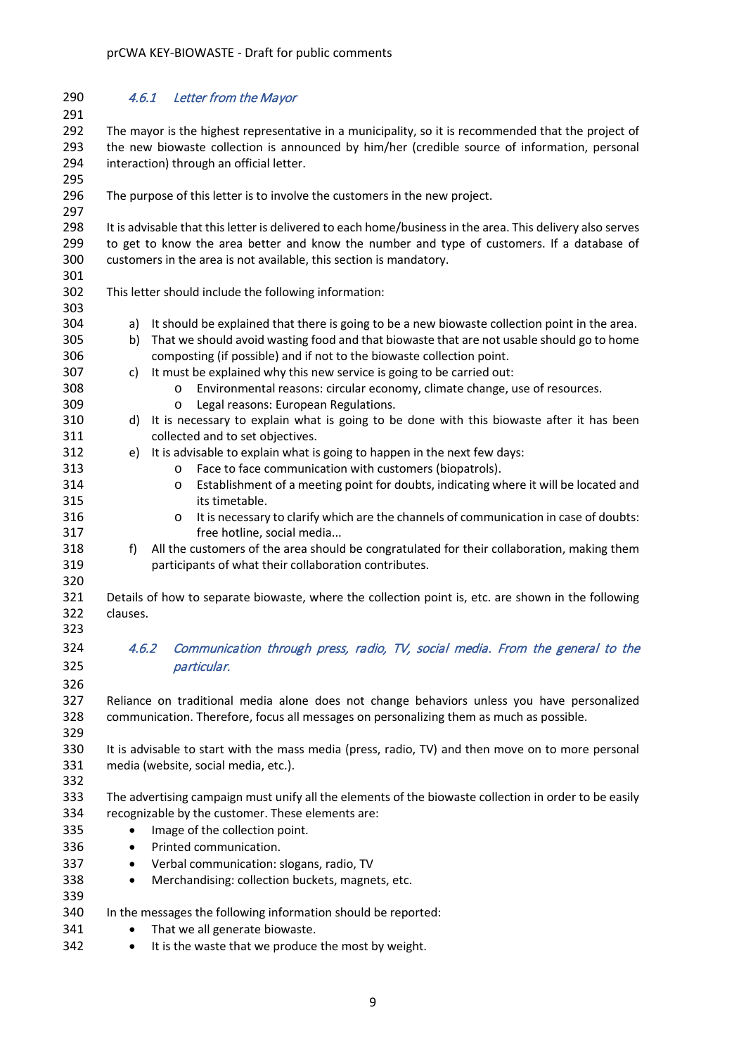### 4.6.1 Letter from the Mayor

The mayor is the highest representative in a municipality, so it is recommended that the project of the new biowaste collection is announced by him/her (credible source of information, personal interaction) through an official letter.

The purpose of this letter is to involve the customers in the new project.

It is advisable that this letter is delivered to each home/business in the area. This delivery also serves to get to know the area better and know the number and type of customers. If a database of customers in the area is not available, this section is mandatory.

This letter should include the following information:

a) It should be explained that there is going to be a new biowaste collection point in the area.
b) That we should avoid wasting food and that biowaste that are not usable should go to home composting (if possible) and if not to the biowaste collection point.
c) It must be explained why this new service is going to be carried out:
   - Environmental reasons: circular economy, climate change, use of resources.
   - Legal reasons: European Regulations.
d) It is necessary to explain what is going to be done with this biowaste after it has been collected and to set objectives.
e) It is advisable to explain what is going to happen in the next few days:
   - Face to face communication with customers (biopatrols).
   - Establishment of a meeting point for doubts, indicating where it will be located and its timetable.
   - It is necessary to clarify which are the channels of communication in case of doubts: free hotline, social media...
f) All the customers of the area should be congratulated for their collaboration, making them participants of what their collaboration contributes.

Details of how to separate biowaste, where the collection point is, etc. are shown in the following clauses.

### 4.6.2 Communication through press, radio, TV, social media. From the general to the particular.

Reliance on traditional media alone does not change behaviors unless you have personalized communication. Therefore, focus all messages on personalizing them as much as possible.

It is advisable to start with the mass media (press, radio, TV) and then move on to more personal media (website, social media, etc.).

The advertising campaign must unify all the elements of the biowaste collection in order to be easily recognizable by the customer. These elements are:

- Image of the collection point.
- Printed communication.
- Verbal communication: slogans, radio, TV
- Merchandising: collection buckets, magnets, etc.

In the messages the following information should be reported:

- That we all generate biowaste.
- It is the waste that we produce the most by weight.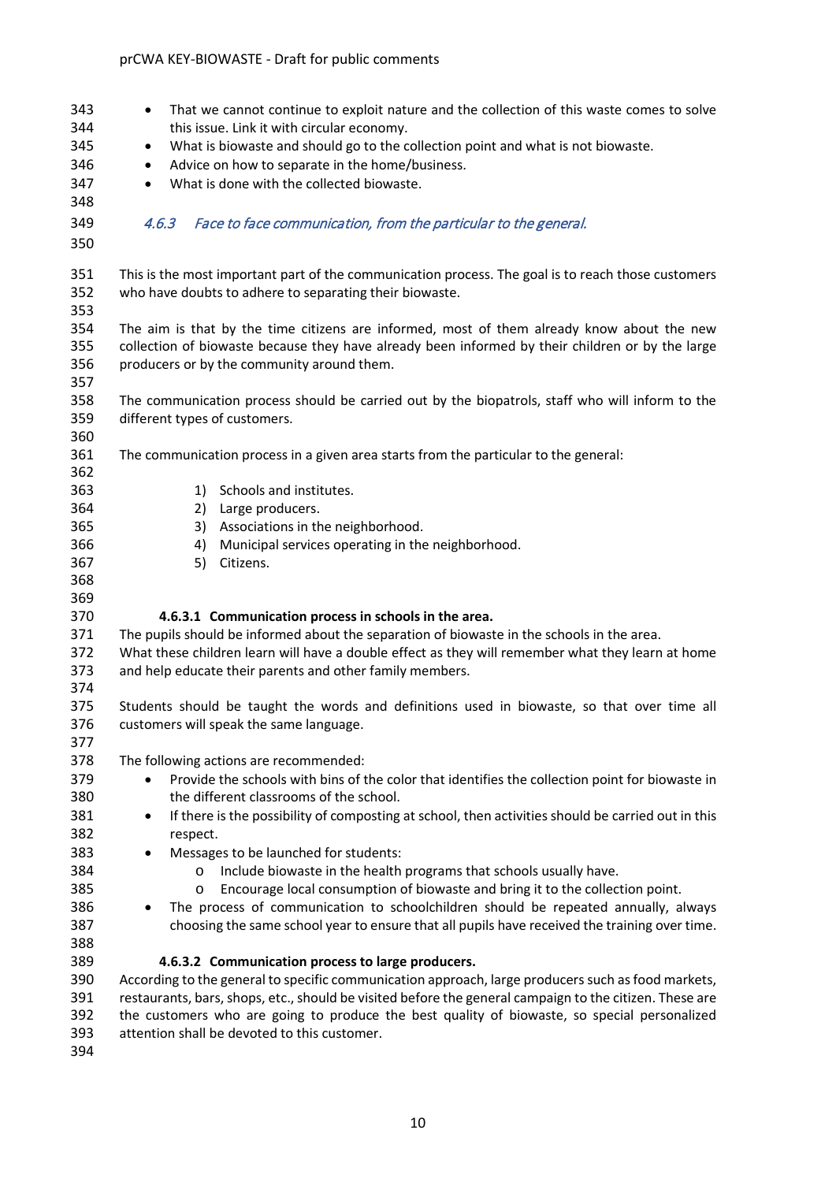- That we cannot continue to exploit nature and the collection of this waste comes to solve this issue. Link it with circular economy.
- What is biowaste and should go to the collection point and what is not biowaste.
- Advice on how to separate in the home/business.
- What is done with the collected biowaste.

### *4.6.3 Face to face communication, from the particular to the general.*

This is the most important part of the communication process. The goal is to reach those customers who have doubts to adhere to separating their biowaste.

The aim is that by the time citizens are informed, most of them already know about the new collection of biowaste because they have already been informed by their children or by the large producers or by the community around them.

The communication process should be carried out by the biopatrols, staff who will inform to the different types of customers.

The communication process in a given area starts from the particular to the general:

1) Schools and institutes.
2) Large producers.
3) Associations in the neighborhood.
4) Municipal services operating in the neighborhood.
5) Citizens.

#### 4.6.3.1 Communication process in schools in the area.

The pupils should be informed about the separation of biowaste in the schools in the area. What these children learn will have a double effect as they will remember what they learn at home and help educate their parents and other family members.

Students should be taught the words and definitions used in biowaste, so that over time all customers will speak the same language.

The following actions are recommended:

- Provide the schools with bins of the color that identifies the collection point for biowaste in the different classrooms of the school.
- If there is the possibility of composting at school, then activities should be carried out in this respect.
- Messages to be launched for students:
  - Include biowaste in the health programs that schools usually have.
  - Encourage local consumption of biowaste and bring it to the collection point.
- The process of communication to schoolchildren should be repeated annually, always choosing the same school year to ensure that all pupils have received the training over time.

#### 4.6.3.2 Communication process to large producers.

According to the general to specific communication approach, large producers such as food markets, restaurants, bars, shops, etc., should be visited before the general campaign to the citizen. These are the customers who are going to produce the best quality of biowaste, so special personalized attention shall be devoted to this customer.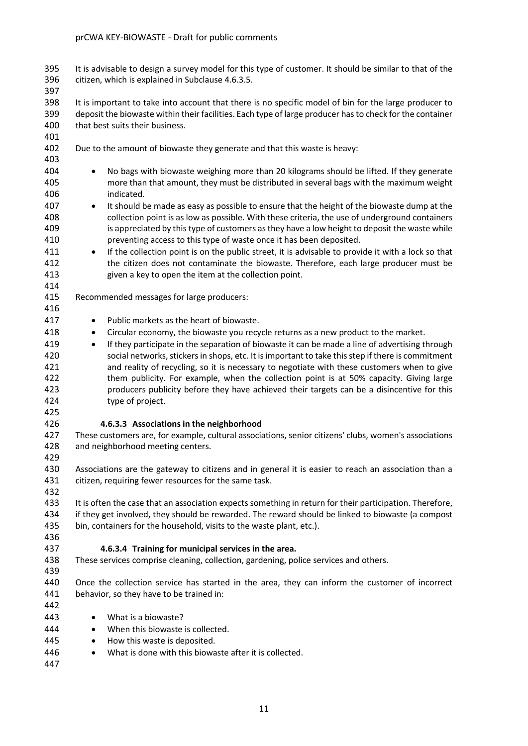It is advisable to design a survey model for this type of customer. It should be similar to that of the citizen, which is explained in Subclause 4.6.3.5.

It is important to take into account that there is no specific model of bin for the large producer to deposit the biowaste within their facilities. Each type of large producer has to check for the container that best suits their business.

Due to the amount of biowaste they generate and that this waste is heavy:

- No bags with biowaste weighing more than 20 kilograms should be lifted. If they generate more than that amount, they must be distributed in several bags with the maximum weight indicated.
- It should be made as easy as possible to ensure that the height of the biowaste dump at the collection point is as low as possible. With these criteria, the use of underground containers is appreciated by this type of customers as they have a low height to deposit the waste while preventing access to this type of waste once it has been deposited.
- If the collection point is on the public street, it is advisable to provide it with a lock so that the citizen does not contaminate the biowaste. Therefore, each large producer must be given a key to open the item at the collection point.

Recommended messages for large producers:

- Public markets as the heart of biowaste.
- Circular economy, the biowaste you recycle returns as a new product to the market.
- If they participate in the separation of biowaste it can be made a line of advertising through social networks, stickers in shops, etc. It is important to take this step if there is commitment and reality of recycling, so it is necessary to negotiate with these customers when to give them publicity. For example, when the collection point is at 50% capacity. Giving large producers publicity before they have achieved their targets can be a disincentive for this type of project.

#### 4.6.3.3 Associations in the neighborhood

These customers are, for example, cultural associations, senior citizens' clubs, women's associations and neighborhood meeting centers.

Associations are the gateway to citizens and in general it is easier to reach an association than a citizen, requiring fewer resources for the same task.

It is often the case that an association expects something in return for their participation. Therefore, if they get involved, they should be rewarded. The reward should be linked to biowaste (a compost bin, containers for the household, visits to the waste plant, etc.).

#### 4.6.3.4 Training for municipal services in the area.

These services comprise cleaning, collection, gardening, police services and others.

Once the collection service has started in the area, they can inform the customer of incorrect behavior, so they have to be trained in:

- What is a biowaste?
- When this biowaste is collected.
- How this waste is deposited.
- What is done with this biowaste after it is collected.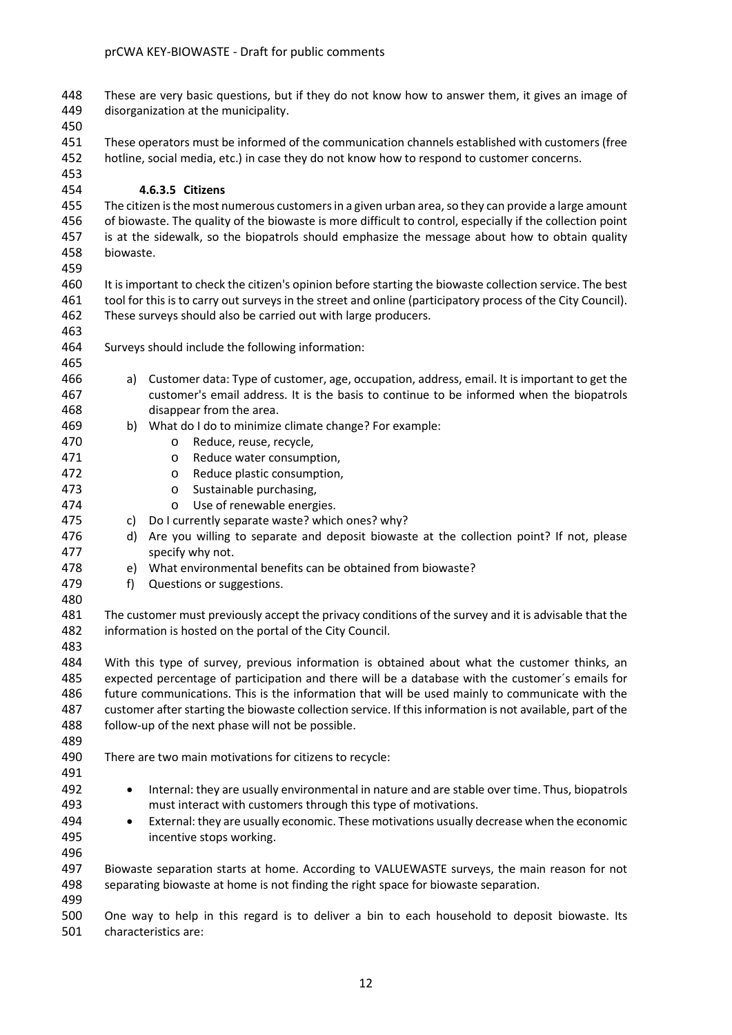These are very basic questions, but if they do not know how to answer them, it gives an image of disorganization at the municipality.

These operators must be informed of the communication channels established with customers (free hotline, social media, etc.) in case they do not know how to respond to customer concerns.

#### 4.6.3.5 Citizens

The citizen is the most numerous customers in a given urban area, so they can provide a large amount of biowaste. The quality of the biowaste is more difficult to control, especially if the collection point is at the sidewalk, so the biopatrols should emphasize the message about how to obtain quality biowaste.

It is important to check the citizen's opinion before starting the biowaste collection service. The best tool for this is to carry out surveys in the street and online (participatory process of the City Council). These surveys should also be carried out with large producers.

Surveys should include the following information:

a) Customer data: Type of customer, age, occupation, address, email. It is important to get the customer's email address. It is the basis to continue to be informed when the biopatrols disappear from the area.
b) What do I do to minimize climate change? For example:
   - Reduce, reuse, recycle,
   - Reduce water consumption,
   - Reduce plastic consumption,
   - Sustainable purchasing,
   - Use of renewable energies.
c) Do I currently separate waste? which ones? why?
d) Are you willing to separate and deposit biowaste at the collection point? If not, please specify why not.
e) What environmental benefits can be obtained from biowaste?
f) Questions or suggestions.

The customer must previously accept the privacy conditions of the survey and it is advisable that the information is hosted on the portal of the City Council.

With this type of survey, previous information is obtained about what the customer thinks, an expected percentage of participation and there will be a database with the customer´s emails for future communications. This is the information that will be used mainly to communicate with the customer after starting the biowaste collection service. If this information is not available, part of the follow-up of the next phase will not be possible.

There are two main motivations for citizens to recycle:

- Internal: they are usually environmental in nature and are stable over time. Thus, biopatrols must interact with customers through this type of motivations.
- External: they are usually economic. These motivations usually decrease when the economic incentive stops working.

Biowaste separation starts at home. According to VALUEWASTE surveys, the main reason for not separating biowaste at home is not finding the right space for biowaste separation.

One way to help in this regard is to deliver a bin to each household to deposit biowaste. Its characteristics are: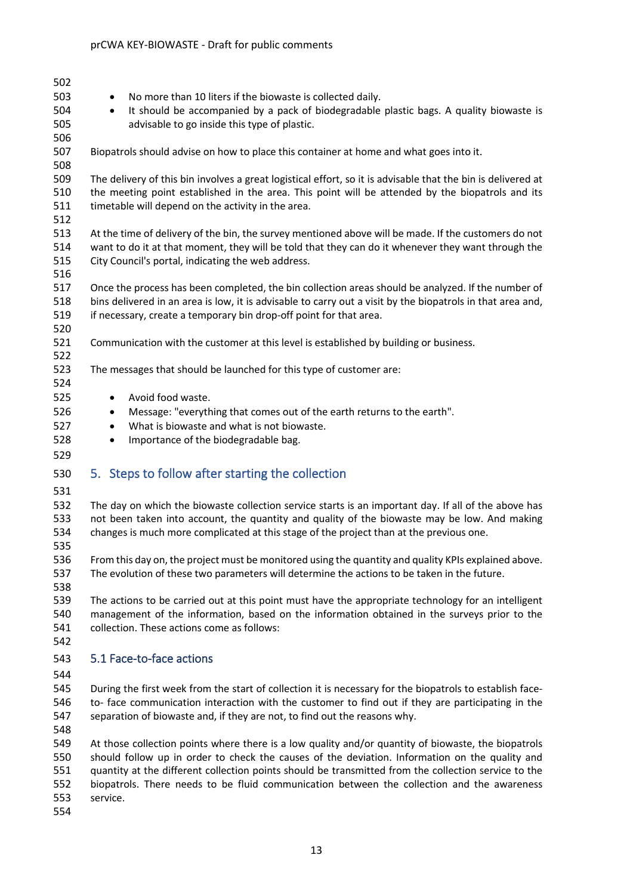- No more than 10 liters if the biowaste is collected daily.
- It should be accompanied by a pack of biodegradable plastic bags. A quality biowaste is advisable to go inside this type of plastic.

Biopatrols should advise on how to place this container at home and what goes into it.

The delivery of this bin involves a great logistical effort, so it is advisable that the bin is delivered at the meeting point established in the area. This point will be attended by the biopatrols and its timetable will depend on the activity in the area.

At the time of delivery of the bin, the survey mentioned above will be made. If the customers do not want to do it at that moment, they will be told that they can do it whenever they want through the City Council's portal, indicating the web address.

Once the process has been completed, the bin collection areas should be analyzed. If the number of bins delivered in an area is low, it is advisable to carry out a visit by the biopatrols in that area and, if necessary, create a temporary bin drop-off point for that area.

Communication with the customer at this level is established by building or business.

The messages that should be launched for this type of customer are:

- Avoid food waste.
- Message: "everything that comes out of the earth returns to the earth".
- What is biowaste and what is not biowaste.
- Importance of the biodegradable bag.

## 5. Steps to follow after starting the collection

The day on which the biowaste collection service starts is an important day. If all of the above has not been taken into account, the quantity and quality of the biowaste may be low. And making changes is much more complicated at this stage of the project than at the previous one.

From this day on, the project must be monitored using the quantity and quality KPIs explained above. The evolution of these two parameters will determine the actions to be taken in the future.

The actions to be carried out at this point must have the appropriate technology for an intelligent management of the information, based on the information obtained in the surveys prior to the collection. These actions come as follows:

### 5.1 Face-to-face actions

During the first week from the start of collection it is necessary for the biopatrols to establish face-to- face communication interaction with the customer to find out if they are participating in the separation of biowaste and, if they are not, to find out the reasons why.

At those collection points where there is a low quality and/or quantity of biowaste, the biopatrols should follow up in order to check the causes of the deviation. Information on the quality and quantity at the different collection points should be transmitted from the collection service to the biopatrols. There needs to be fluid communication between the collection and the awareness service.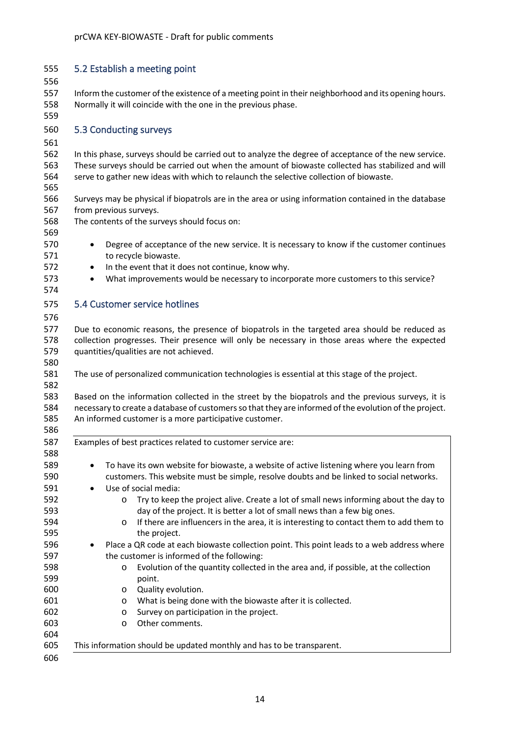## 5.2 Establish a meeting point

Inform the customer of the existence of a meeting point in their neighborhood and its opening hours. Normally it will coincide with the one in the previous phase.

## 5.3 Conducting surveys

In this phase, surveys should be carried out to analyze the degree of acceptance of the new service. These surveys should be carried out when the amount of biowaste collected has stabilized and will serve to gather new ideas with which to relaunch the selective collection of biowaste.

Surveys may be physical if biopatrols are in the area or using information contained in the database from previous surveys.
The contents of the surveys should focus on:

- Degree of acceptance of the new service. It is necessary to know if the customer continues to recycle biowaste.
- In the event that it does not continue, know why.
- What improvements would be necessary to incorporate more customers to this service?

## 5.4 Customer service hotlines

Due to economic reasons, the presence of biopatrols in the targeted area should be reduced as collection progresses. Their presence will only be necessary in those areas where the expected quantities/qualities are not achieved.

The use of personalized communication technologies is essential at this stage of the project.

Based on the information collected in the street by the biopatrols and the previous surveys, it is necessary to create a database of customers so that they are informed of the evolution of the project. An informed customer is a more participative customer.

Examples of best practices related to customer service are:

- To have its own website for biowaste, a website of active listening where you learn from customers. This website must be simple, resolve doubts and be linked to social networks.
- Use of social media:
  - Try to keep the project alive. Create a lot of small news informing about the day to day of the project. It is better a lot of small news than a few big ones.
  - If there are influencers in the area, it is interesting to contact them to add them to the project.
- Place a QR code at each biowaste collection point. This point leads to a web address where the customer is informed of the following:
  - Evolution of the quantity collected in the area and, if possible, at the collection point.
  - Quality evolution.
  - What is being done with the biowaste after it is collected.
  - Survey on participation in the project.
  - Other comments.

This information should be updated monthly and has to be transparent.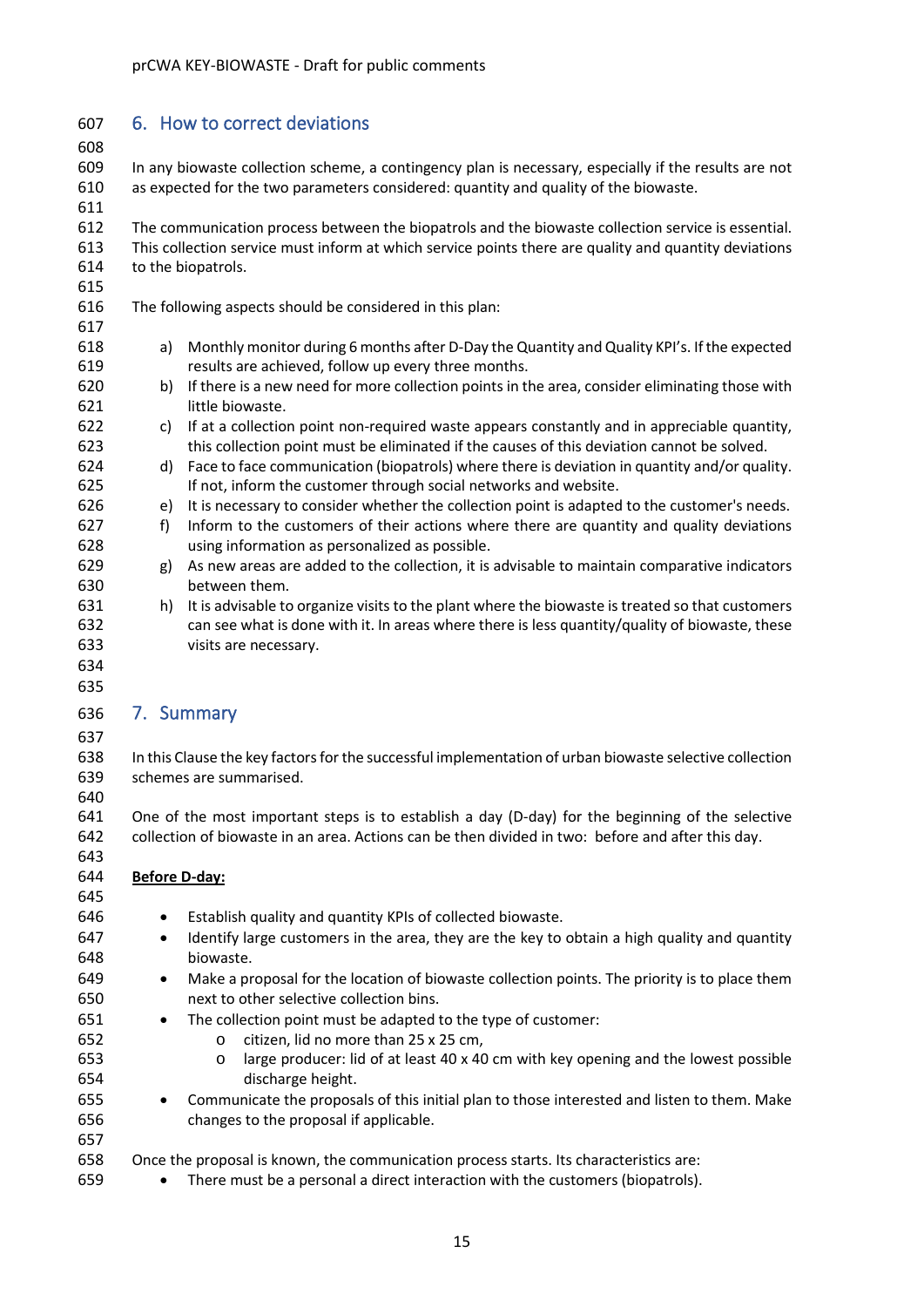## 6. How to correct deviations

In any biowaste collection scheme, a contingency plan is necessary, especially if the results are not as expected for the two parameters considered: quantity and quality of the biowaste.

The communication process between the biopatrols and the biowaste collection service is essential. This collection service must inform at which service points there are quality and quantity deviations to the biopatrols.

The following aspects should be considered in this plan:

a) Monthly monitor during 6 months after D-Day the Quantity and Quality KPI's. If the expected results are achieved, follow up every three months.
b) If there is a new need for more collection points in the area, consider eliminating those with little biowaste.
c) If at a collection point non-required waste appears constantly and in appreciable quantity, this collection point must be eliminated if the causes of this deviation cannot be solved.
d) Face to face communication (biopatrols) where there is deviation in quantity and/or quality. If not, inform the customer through social networks and website.
e) It is necessary to consider whether the collection point is adapted to the customer's needs.
f) Inform to the customers of their actions where there are quantity and quality deviations using information as personalized as possible.
g) As new areas are added to the collection, it is advisable to maintain comparative indicators between them.
h) It is advisable to organize visits to the plant where the biowaste is treated so that customers can see what is done with it. In areas where there is less quantity/quality of biowaste, these visits are necessary.

## 7. Summary

In this Clause the key factors for the successful implementation of urban biowaste selective collection schemes are summarised.

One of the most important steps is to establish a day (D-day) for the beginning of the selective collection of biowaste in an area. Actions can be then divided in two: before and after this day.

<u>**Before D-day:**</u>

- Establish quality and quantity KPIs of collected biowaste.
- Identify large customers in the area, they are the key to obtain a high quality and quantity biowaste.
- Make a proposal for the location of biowaste collection points. The priority is to place them next to other selective collection bins.
- The collection point must be adapted to the type of customer:
  - citizen, lid no more than 25 x 25 cm,
  - large producer: lid of at least 40 x 40 cm with key opening and the lowest possible discharge height.
- Communicate the proposals of this initial plan to those interested and listen to them. Make changes to the proposal if applicable.

Once the proposal is known, the communication process starts. Its characteristics are:

- There must be a personal a direct interaction with the customers (biopatrols).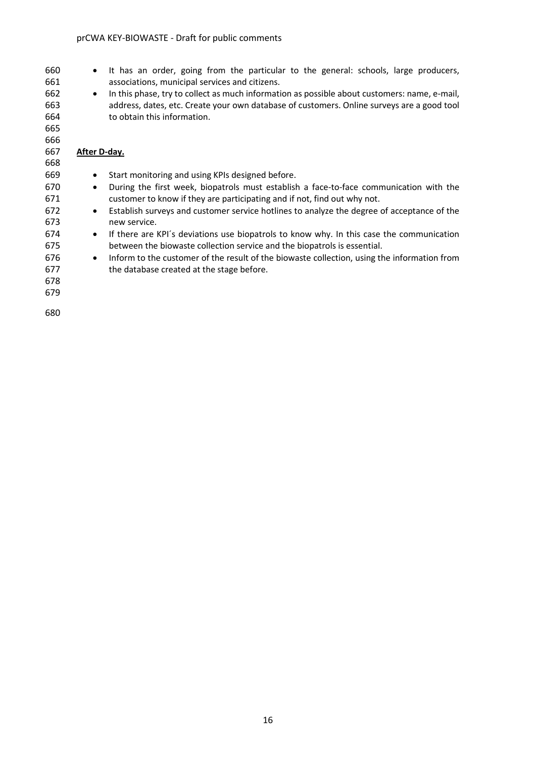- It has an order, going from the particular to the general: schools, large producers, associations, municipal services and citizens.
- In this phase, try to collect as much information as possible about customers: name, e-mail, address, dates, etc. Create your own database of customers. Online surveys are a good tool to obtain this information.

**After D-day.**

- Start monitoring and using KPIs designed before.
- During the first week, biopatrols must establish a face-to-face communication with the customer to know if they are participating and if not, find out why not.
- Establish surveys and customer service hotlines to analyze the degree of acceptance of the new service.
- If there are KPI´s deviations use biopatrols to know why. In this case the communication between the biowaste collection service and the biopatrols is essential.
- Inform to the customer of the result of the biowaste collection, using the information from the database created at the stage before.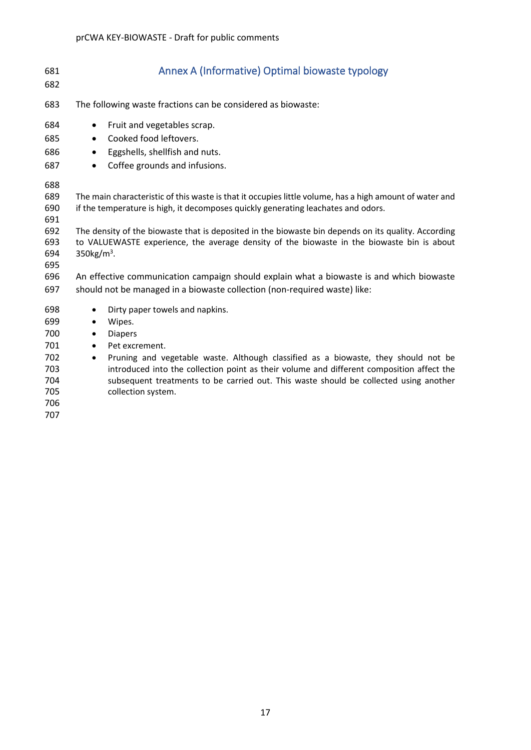# Annex A (Informative) Optimal biowaste typology

The following waste fractions can be considered as biowaste:

- Fruit and vegetables scrap.
- Cooked food leftovers.
- Eggshells, shellfish and nuts.
- Coffee grounds and infusions.

The main characteristic of this waste is that it occupies little volume, has a high amount of water and if the temperature is high, it decomposes quickly generating leachates and odors.

The density of the biowaste that is deposited in the biowaste bin depends on its quality. According to VALUEWASTE experience, the average density of the biowaste in the biowaste bin is about 350kg/m$^3$.

An effective communication campaign should explain what a biowaste is and which biowaste should not be managed in a biowaste collection (non-required waste) like:

- Dirty paper towels and napkins.
- Wipes.
- Diapers
- Pet excrement.
- Pruning and vegetable waste. Although classified as a biowaste, they should not be introduced into the collection point as their volume and different composition affect the subsequent treatments to be carried out. This waste should be collected using another collection system.